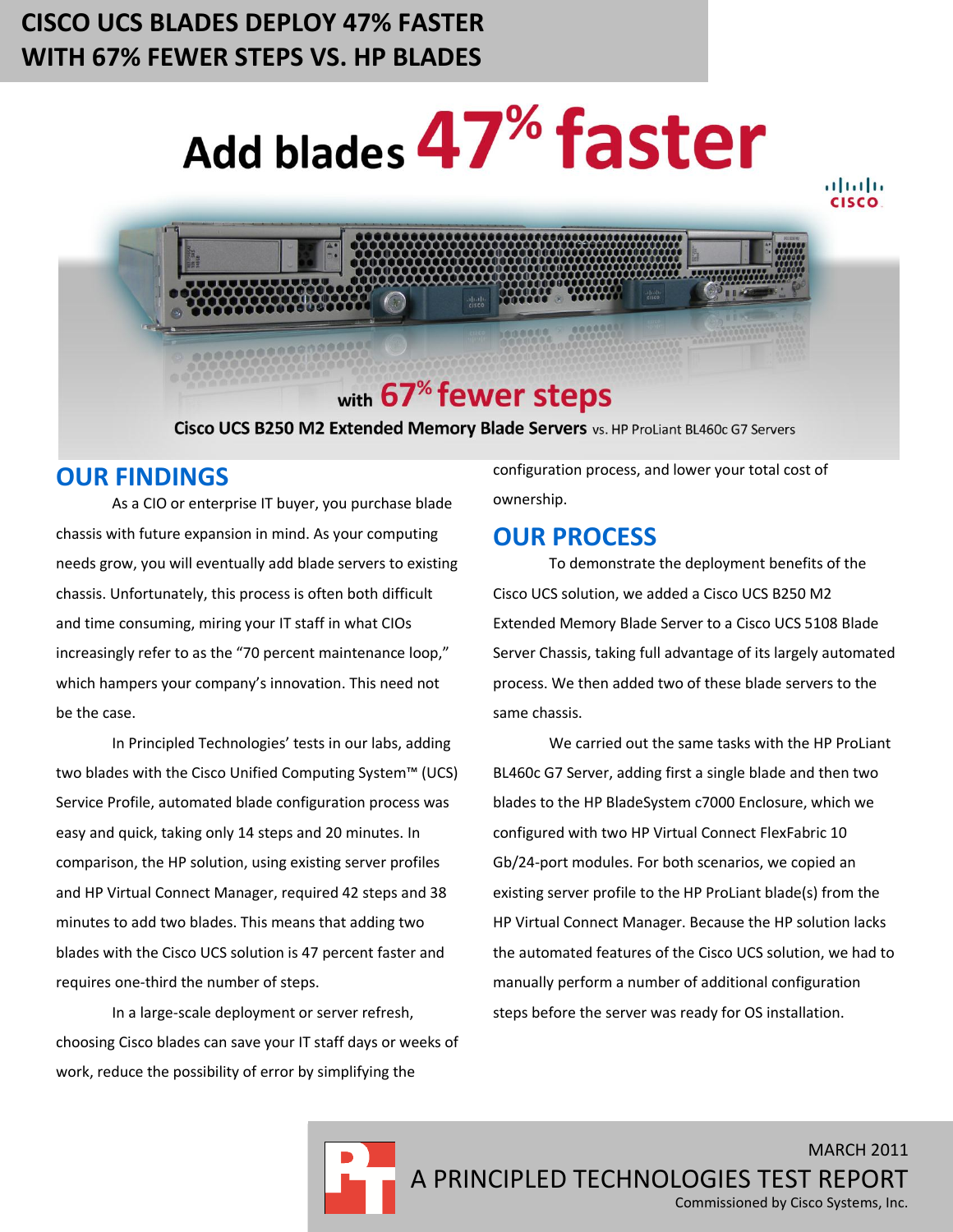# CISCO UCS BLADES DEPLOY 47% FASTER WITH 67% FEWER STEPS VS. HP BLADES

**Add blades 47% faster**

**with 67% fewer steps**

**Cisco UCS B250 M2 Extended Memory Blade Servers** vs. HP ProLiant BL460c G7 Servers

## OUR FINDINGS

As a CIO or enterprise IT buyer, you purchase blade chassis with future expansion in mind. As your computing needs grow, you will eventually add blade servers to existing chassis. Unfortunately, this process is often both difficult and time consuming, miring your IT staff in what CIOs increasingly refer to as the "70 percent maintenance loop," which hampers your company's innovation. This need not be the case.

In Principled Technologies' tests in our labs, adding two blades with the Cisco Unified Computing System™ (UCS) Service Profile, automated blade configuration process was easy and quick, taking only 14 steps and 20 minutes. In comparison, the HP solution, using existing server profiles and HP Virtual Connect Manager, required 42 steps and 38 minutes to add two blades. This means that adding two blades with the Cisco UCS solution is 47 percent faster and requires one-third the number of steps.

In a large-scale deployment or server refresh, choosing Cisco blades can save your IT staff days or weeks of work, reduce the possibility of error by simplifying the configuration process, and lower your total cost of ownership.

## OUR PROCESS

To demonstrate the deployment benefits of the Cisco UCS solution, we added a Cisco UCS B250 M2 Extended Memory Blade Server to a Cisco UCS 5108 Blade Server Chassis, taking full advantage of its largely automated process. We then added two of these blade servers to the same chassis.

We carried out the same tasks with the HP ProLiant BL460c G7 Server, adding first a single blade and then two blades to the HP BladeSystem c7000 Enclosure, which we configured with two HP Virtual Connect FlexFabric 10 Gb/24-port modules. For both scenarios, we copied an existing server profile to the HP ProLiant blade(s) from the HP Virtual Connect Manager. Because the HP solution lacks the automated features of the Cisco UCS solution, we had to manually perform a number of additional configuration steps before the server was ready for OS installation.

MARCH 2011

A PRINCIPLED TECHNOLOGIES TEST REPORT

Commissioned by Cisco Systems, Inc.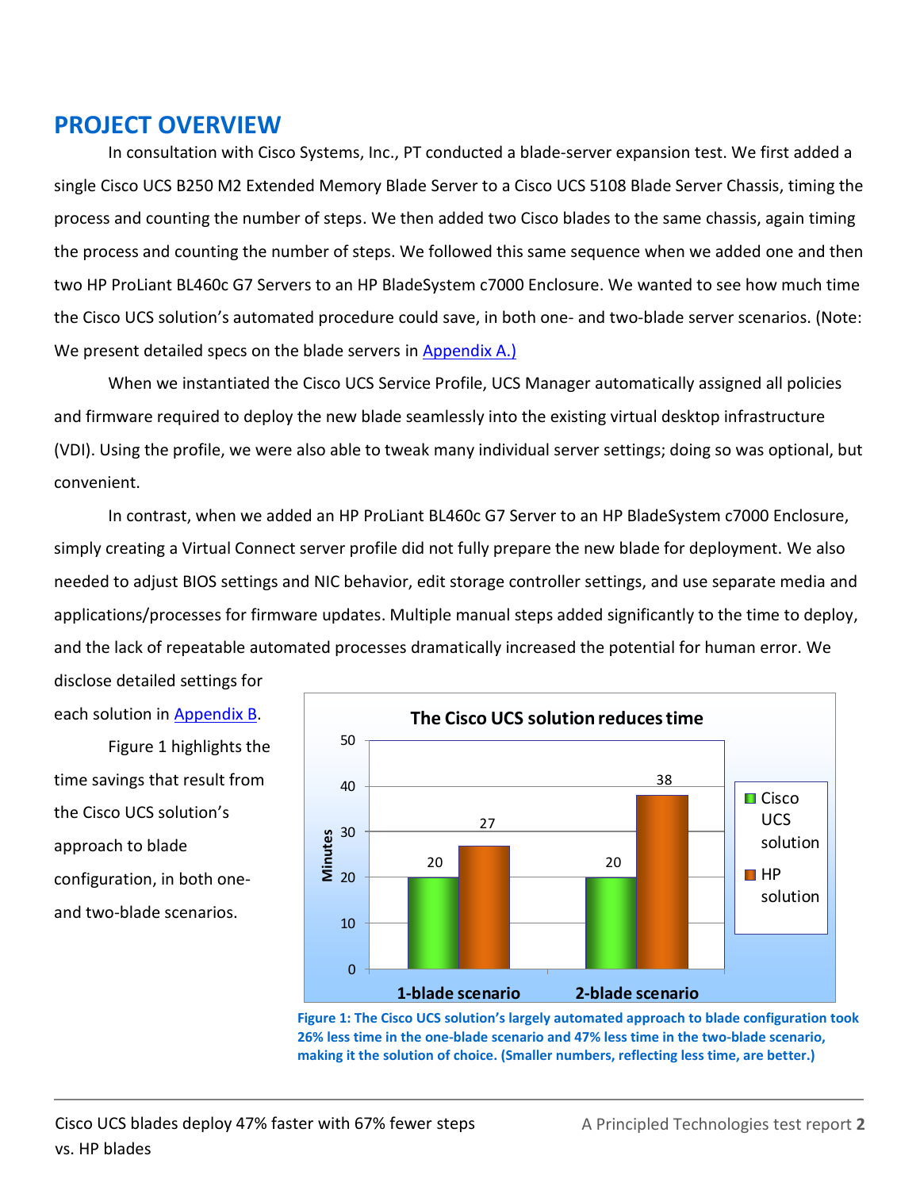## PROJECT OVERVIEW

In consultation with Cisco Systems, Inc., PT conducted a blade-server expansion test. We first added a single Cisco UCS B250 M2 Extended Memory Blade Server to a Cisco UCS 5108 Blade Server Chassis, timing the process and counting the number of steps. We then added two Cisco blades to the same chassis, again timing the process and counting the number of steps. We followed this same sequence when we added one and then two HP ProLiant BL460c G7 Servers to an HP BladeSystem c7000 Enclosure. We wanted to see how much time the Cisco UCS solution's automated procedure could save, in both one- and two-blade server scenarios. (Note: We present detailed specs on the blade servers in Appendix A.)

When we instantiated the Cisco UCS Service Profile, UCS Manager automatically assigned all policies and firmware required to deploy the new blade seamlessly into the existing virtual desktop infrastructure (VDI). Using the profile, we were also able to tweak many individual server settings; doing so was optional, but convenient.

In contrast, when we added an HP ProLiant BL460c G7 Server to an HP BladeSystem c7000 Enclosure, simply creating a Virtual Connect server profile did not fully prepare the new blade for deployment. We also needed to adjust BIOS settings and NIC behavior, edit storage controller settings, and use separate media and applications/processes for firmware updates. Multiple manual steps added significantly to the time to deploy, and the lack of repeatable automated processes dramatically increased the potential for human error. We disclose detailed settings for each solution in Appendix B.

Figure 1 highlights the time savings that result from the Cisco UCS solution's approach to blade configuration, in both one- and two-blade scenarios.

**The Cisco UCS solution reduces time**

| Minutes | Cisco UCS solution | HP solution |
| --- | --- | --- |
| 1-blade scenario | 20 | 27 |
| 2-blade scenario | 20 | 38 |

**Figure 1: The Cisco UCS solution's largely automated approach to blade configuration took 26% less time in the one-blade scenario and 47% less time in the two-blade scenario, making it the solution of choice. (Smaller numbers, reflecting less time, are better.)**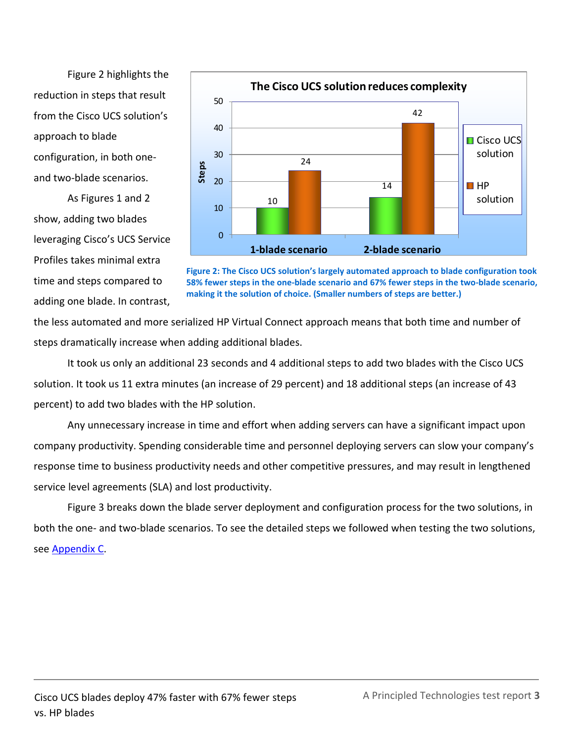Figure 2 highlights the reduction in steps that result from the Cisco UCS solution's approach to blade configuration, in both one- and two-blade scenarios.

As Figures 1 and 2 show, adding two blades leveraging Cisco's UCS Service Profiles takes minimal extra time and steps compared to adding one blade. In contrast, the less automated and more serialized HP Virtual Connect approach means that both time and number of steps dramatically increase when adding additional blades.

**The Cisco UCS solution reduces complexity**

| Steps | Cisco UCS solution | HP solution |
|---|---|---|
| 1-blade scenario | 10 | 24 |
| 2-blade scenario | 14 | 42 |

**Figure 2: The Cisco UCS solution's largely automated approach to blade configuration took 58% fewer steps in the one-blade scenario and 67% fewer steps in the two-blade scenario, making it the solution of choice. (Smaller numbers of steps are better.)**

It took us only an additional 23 seconds and 4 additional steps to add two blades with the Cisco UCS solution. It took us 11 extra minutes (an increase of 29 percent) and 18 additional steps (an increase of 43 percent) to add two blades with the HP solution.

Any unnecessary increase in time and effort when adding servers can have a significant impact upon company productivity. Spending considerable time and personnel deploying servers can slow your company's response time to business productivity needs and other competitive pressures, and may result in lengthened service level agreements (SLA) and lost productivity.

Figure 3 breaks down the blade server deployment and configuration process for the two solutions, in both the one- and two-blade scenarios. To see the detailed steps we followed when testing the two solutions, see Appendix C.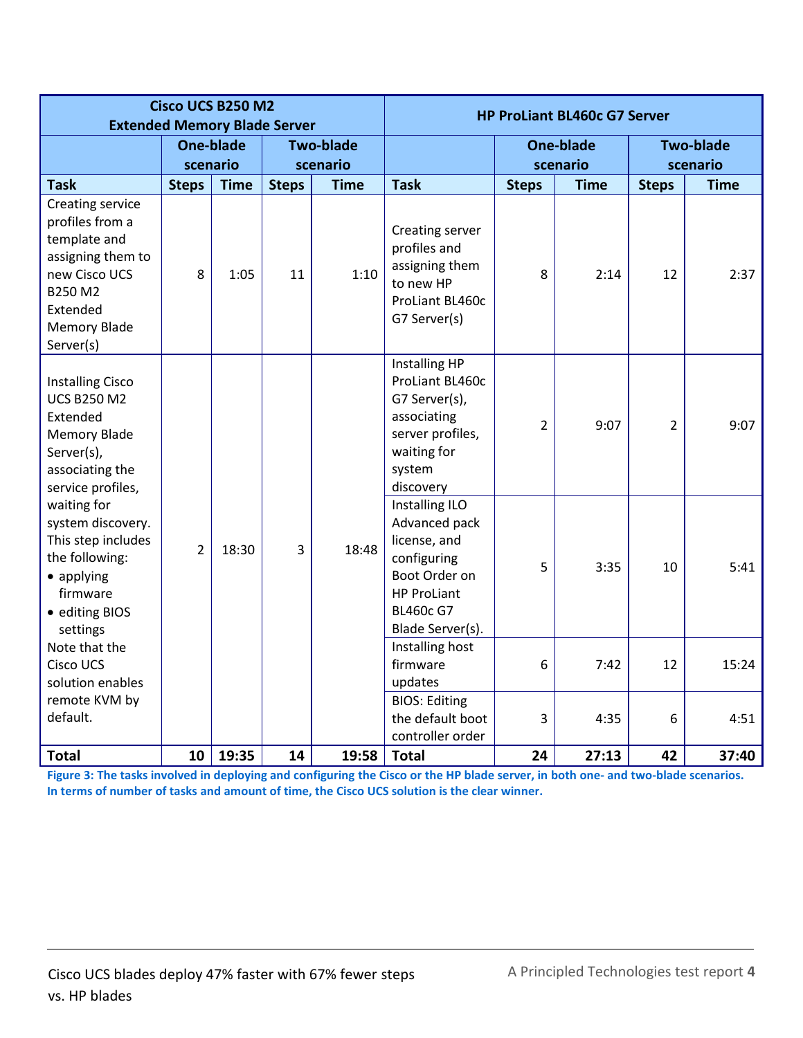| Cisco UCS B250 M2 Extended Memory Blade Server | | | | | HP ProLiant BL460c G7 Server | | | | |
|---|---|---|---|---|---|---|---|---|---|
| | One-blade scenario | | Two-blade scenario | | | One-blade scenario | | Two-blade scenario | |
| **Task** | **Steps** | **Time** | **Steps** | **Time** | **Task** | **Steps** | **Time** | **Steps** | **Time** |
| Creating service profiles from a template and assigning them to new Cisco UCS B250 M2 Extended Memory Blade Server(s) | 8 | 1:05 | 11 | 1:10 | Creating server profiles and assigning them to new HP ProLiant BL460c G7 Server(s) | 8 | 2:14 | 12 | 2:37 |
| Installing Cisco UCS B250 M2 Extended Memory Blade Server(s), associating the service profiles, waiting for system discovery. This step includes the following: • applying firmware • editing BIOS settings Note that the Cisco UCS solution enables remote KVM by default. | 2 | 18:30 | 3 | 18:48 | Installing HP ProLiant BL460c G7 Server(s), associating server profiles, waiting for system discovery | 2 | 9:07 | 2 | 9:07 |
| | | | | | Installing ILO Advanced pack license, and configuring Boot Order on HP ProLiant BL460c G7 Blade Server(s). | 5 | 3:35 | 10 | 5:41 |
| | | | | | Installing host firmware updates | 6 | 7:42 | 12 | 15:24 |
| | | | | | BIOS: Editing the default boot controller order | 3 | 4:35 | 6 | 4:51 |
| **Total** | **10** | **19:35** | **14** | **19:58** | **Total** | **24** | **27:13** | **42** | **37:40** |

**Figure 3: The tasks involved in deploying and configuring the Cisco or the HP blade server, in both one- and two-blade scenarios. In terms of number of tasks and amount of time, the Cisco UCS solution is the clear winner.**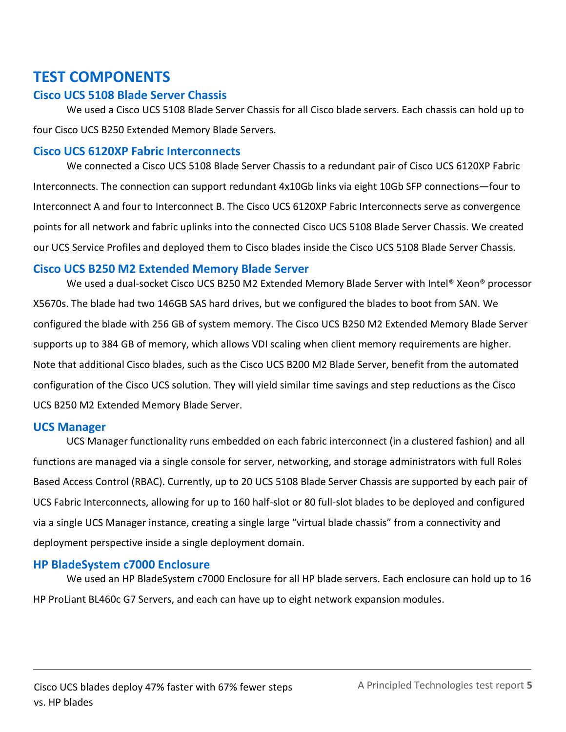# TEST COMPONENTS

## Cisco UCS 5108 Blade Server Chassis

We used a Cisco UCS 5108 Blade Server Chassis for all Cisco blade servers. Each chassis can hold up to four Cisco UCS B250 Extended Memory Blade Servers.

## Cisco UCS 6120XP Fabric Interconnects

We connected a Cisco UCS 5108 Blade Server Chassis to a redundant pair of Cisco UCS 6120XP Fabric Interconnects. The connection can support redundant 4x10Gb links via eight 10Gb SFP connections—four to Interconnect A and four to Interconnect B. The Cisco UCS 6120XP Fabric Interconnects serve as convergence points for all network and fabric uplinks into the connected Cisco UCS 5108 Blade Server Chassis. We created our UCS Service Profiles and deployed them to Cisco blades inside the Cisco UCS 5108 Blade Server Chassis.

## Cisco UCS B250 M2 Extended Memory Blade Server

We used a dual-socket Cisco UCS B250 M2 Extended Memory Blade Server with Intel® Xeon® processor X5670s. The blade had two 146GB SAS hard drives, but we configured the blades to boot from SAN. We configured the blade with 256 GB of system memory. The Cisco UCS B250 M2 Extended Memory Blade Server supports up to 384 GB of memory, which allows VDI scaling when client memory requirements are higher. Note that additional Cisco blades, such as the Cisco UCS B200 M2 Blade Server, benefit from the automated configuration of the Cisco UCS solution. They will yield similar time savings and step reductions as the Cisco UCS B250 M2 Extended Memory Blade Server.

## UCS Manager

UCS Manager functionality runs embedded on each fabric interconnect (in a clustered fashion) and all functions are managed via a single console for server, networking, and storage administrators with full Roles Based Access Control (RBAC). Currently, up to 20 UCS 5108 Blade Server Chassis are supported by each pair of UCS Fabric Interconnects, allowing for up to 160 half-slot or 80 full-slot blades to be deployed and configured via a single UCS Manager instance, creating a single large "virtual blade chassis" from a connectivity and deployment perspective inside a single deployment domain.

## HP BladeSystem c7000 Enclosure

We used an HP BladeSystem c7000 Enclosure for all HP blade servers. Each enclosure can hold up to 16 HP ProLiant BL460c G7 Servers, and each can have up to eight network expansion modules.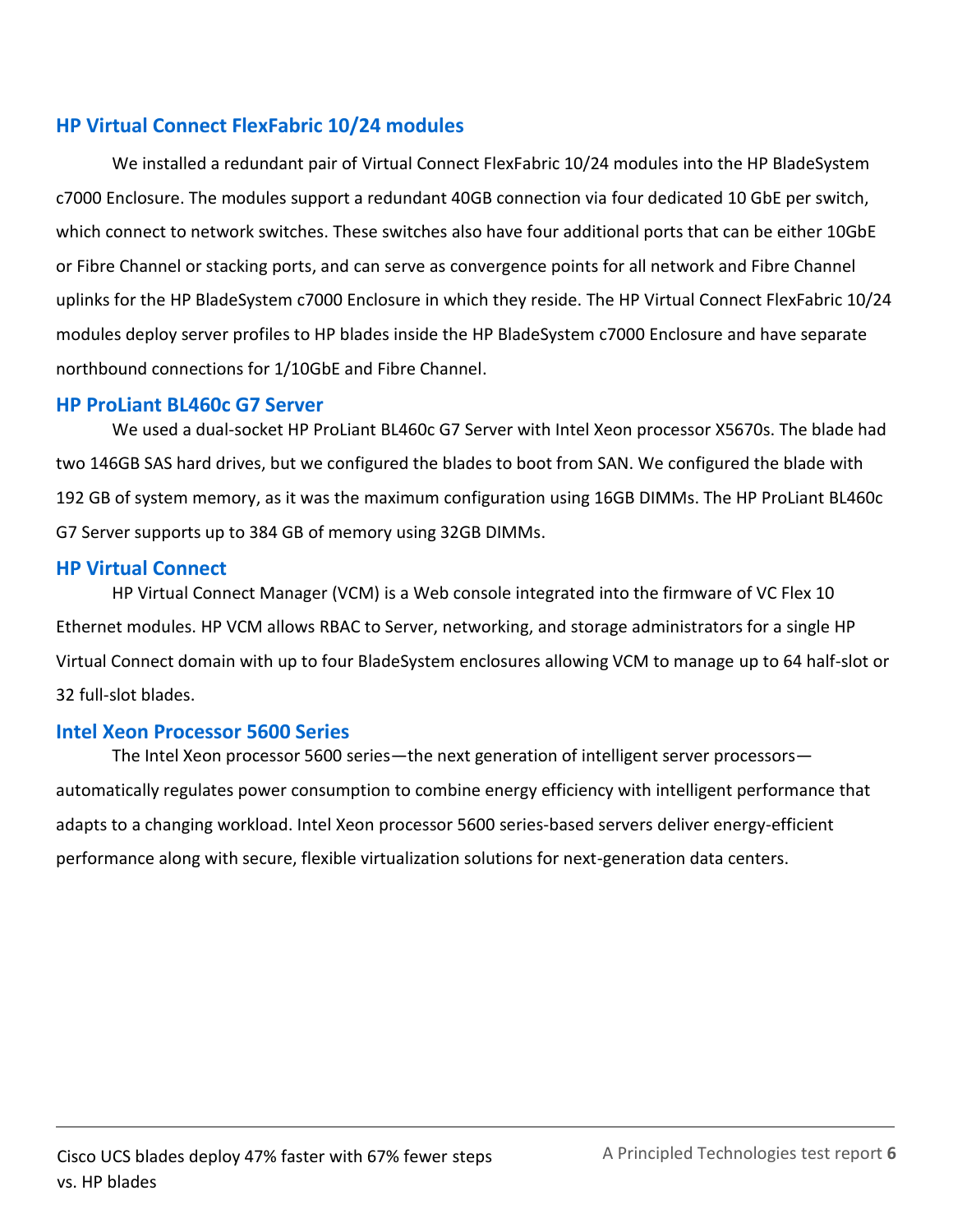### HP Virtual Connect FlexFabric 10/24 modules

We installed a redundant pair of Virtual Connect FlexFabric 10/24 modules into the HP BladeSystem c7000 Enclosure. The modules support a redundant 40GB connection via four dedicated 10 GbE per switch, which connect to network switches. These switches also have four additional ports that can be either 10GbE or Fibre Channel or stacking ports, and can serve as convergence points for all network and Fibre Channel uplinks for the HP BladeSystem c7000 Enclosure in which they reside. The HP Virtual Connect FlexFabric 10/24 modules deploy server profiles to HP blades inside the HP BladeSystem c7000 Enclosure and have separate northbound connections for 1/10GbE and Fibre Channel.

### HP ProLiant BL460c G7 Server

We used a dual-socket HP ProLiant BL460c G7 Server with Intel Xeon processor X5670s. The blade had two 146GB SAS hard drives, but we configured the blades to boot from SAN. We configured the blade with 192 GB of system memory, as it was the maximum configuration using 16GB DIMMs. The HP ProLiant BL460c G7 Server supports up to 384 GB of memory using 32GB DIMMs.

### HP Virtual Connect

HP Virtual Connect Manager (VCM) is a Web console integrated into the firmware of VC Flex 10 Ethernet modules. HP VCM allows RBAC to Server, networking, and storage administrators for a single HP Virtual Connect domain with up to four BladeSystem enclosures allowing VCM to manage up to 64 half-slot or 32 full-slot blades.

### Intel Xeon Processor 5600 Series

The Intel Xeon processor 5600 series—the next generation of intelligent server processors—automatically regulates power consumption to combine energy efficiency with intelligent performance that adapts to a changing workload. Intel Xeon processor 5600 series-based servers deliver energy-efficient performance along with secure, flexible virtualization solutions for next-generation data centers.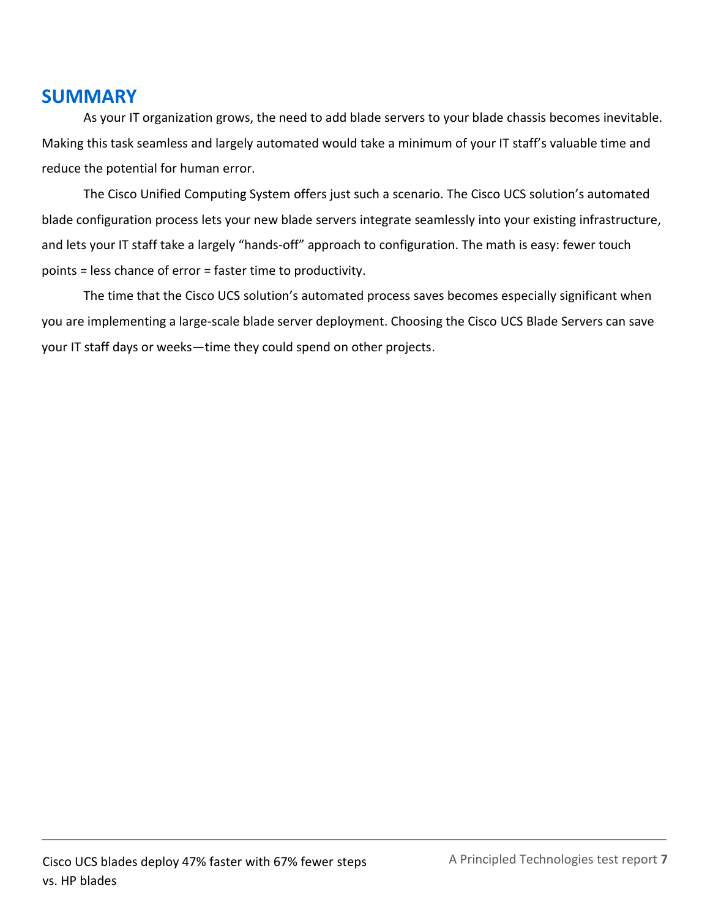## SUMMARY

As your IT organization grows, the need to add blade servers to your blade chassis becomes inevitable. Making this task seamless and largely automated would take a minimum of your IT staff's valuable time and reduce the potential for human error.

The Cisco Unified Computing System offers just such a scenario. The Cisco UCS solution's automated blade configuration process lets your new blade servers integrate seamlessly into your existing infrastructure, and lets your IT staff take a largely "hands-off" approach to configuration. The math is easy: fewer touch points = less chance of error = faster time to productivity.

The time that the Cisco UCS solution's automated process saves becomes especially significant when you are implementing a large-scale blade server deployment. Choosing the Cisco UCS Blade Servers can save your IT staff days or weeks—time they could spend on other projects.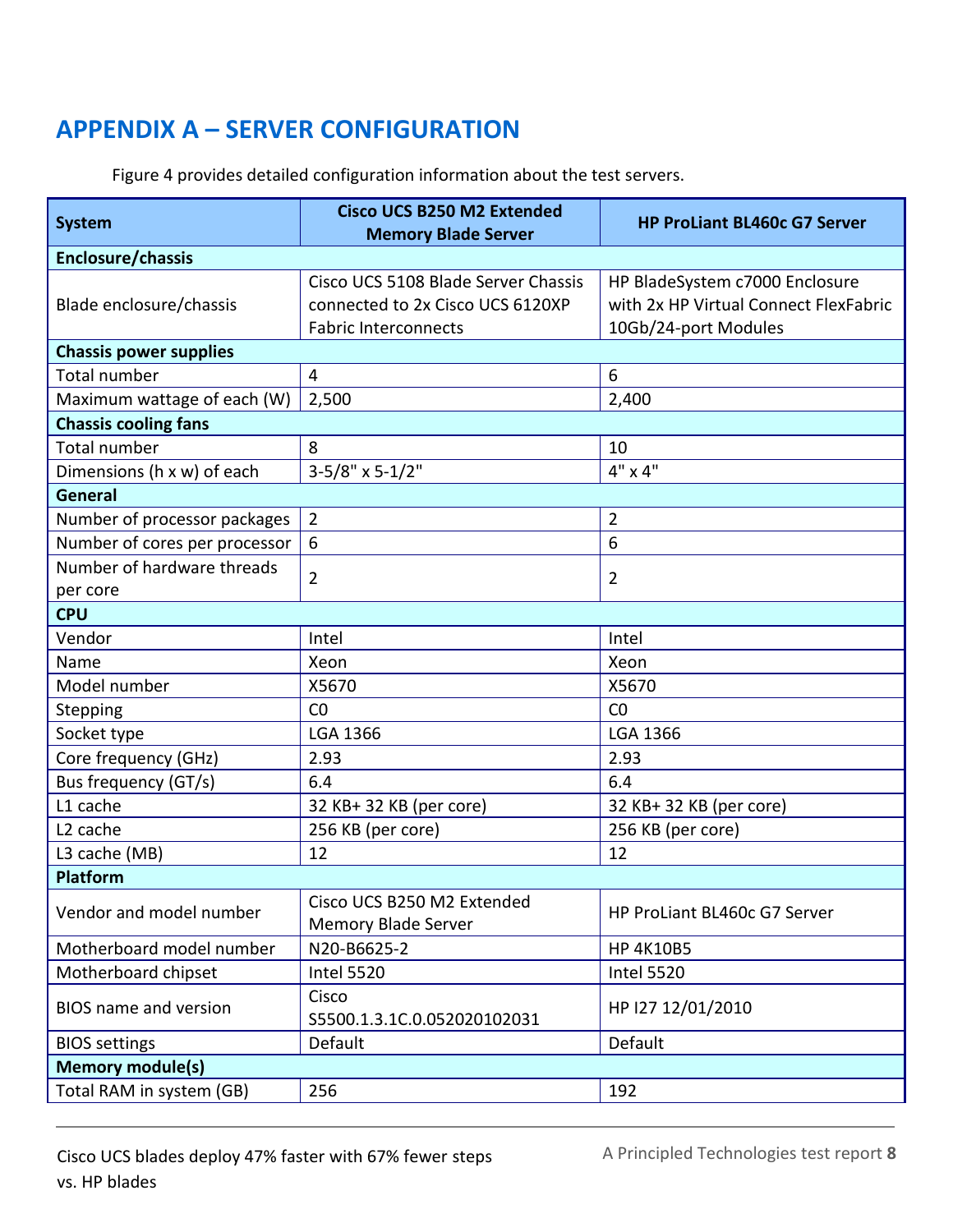## APPENDIX A – SERVER CONFIGURATION

Figure 4 provides detailed configuration information about the test servers.

| System | Cisco UCS B250 M2 Extended Memory Blade Server | HP ProLiant BL460c G7 Server |
|---|---|---|
| **Enclosure/chassis** | | |
| Blade enclosure/chassis | Cisco UCS 5108 Blade Server Chassis connected to 2x Cisco UCS 6120XP Fabric Interconnects | HP BladeSystem c7000 Enclosure with 2x HP Virtual Connect FlexFabric 10Gb/24-port Modules |
| **Chassis power supplies** | | |
| Total number | 4 | 6 |
| Maximum wattage of each (W) | 2,500 | 2,400 |
| **Chassis cooling fans** | | |
| Total number | 8 | 10 |
| Dimensions (h x w) of each | 3-5/8" x 5-1/2" | 4" x 4" |
| **General** | | |
| Number of processor packages | 2 | 2 |
| Number of cores per processor | 6 | 6 |
| Number of hardware threads per core | 2 | 2 |
| **CPU** | | |
| Vendor | Intel | Intel |
| Name | Xeon | Xeon |
| Model number | X5670 | X5670 |
| Stepping | C0 | C0 |
| Socket type | LGA 1366 | LGA 1366 |
| Core frequency (GHz) | 2.93 | 2.93 |
| Bus frequency (GT/s) | 6.4 | 6.4 |
| L1 cache | 32 KB+ 32 KB (per core) | 32 KB+ 32 KB (per core) |
| L2 cache | 256 KB (per core) | 256 KB (per core) |
| L3 cache (MB) | 12 | 12 |
| **Platform** | | |
| Vendor and model number | Cisco UCS B250 M2 Extended Memory Blade Server | HP ProLiant BL460c G7 Server |
| Motherboard model number | N20-B6625-2 | HP 4K10B5 |
| Motherboard chipset | Intel 5520 | Intel 5520 |
| BIOS name and version | Cisco S5500.1.3.1C.0.052020102031 | HP I27 12/01/2010 |
| BIOS settings | Default | Default |
| **Memory module(s)** | | |
| Total RAM in system (GB) | 256 | 192 |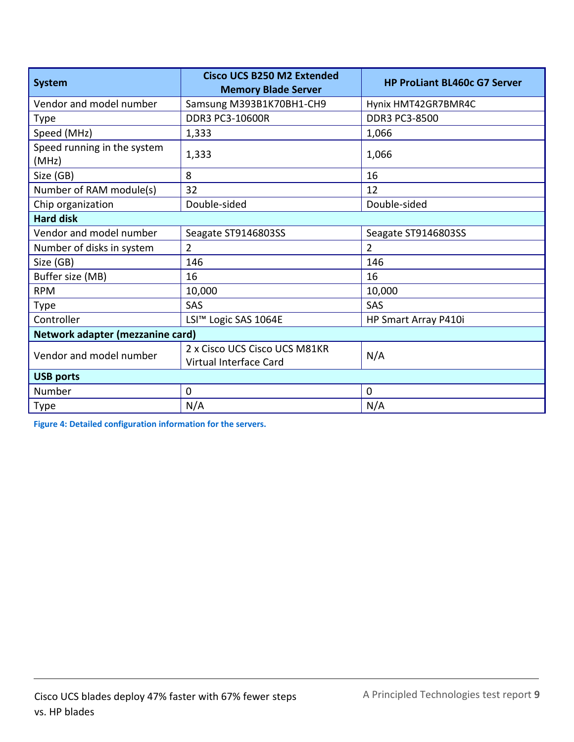| System | Cisco UCS B250 M2 Extended Memory Blade Server | HP ProLiant BL460c G7 Server |
|---|---|---|
| Vendor and model number | Samsung M393B1K70BH1-CH9 | Hynix HMT42GR7BMR4C |
| Type | DDR3 PC3-10600R | DDR3 PC3-8500 |
| Speed (MHz) | 1,333 | 1,066 |
| Speed running in the system (MHz) | 1,333 | 1,066 |
| Size (GB) | 8 | 16 |
| Number of RAM module(s) | 32 | 12 |
| Chip organization | Double-sided | Double-sided |
| **Hard disk** | | |
| Vendor and model number | Seagate ST9146803SS | Seagate ST9146803SS |
| Number of disks in system | 2 | 2 |
| Size (GB) | 146 | 146 |
| Buffer size (MB) | 16 | 16 |
| RPM | 10,000 | 10,000 |
| Type | SAS | SAS |
| Controller | LSI™ Logic SAS 1064E | HP Smart Array P410i |
| **Network adapter (mezzanine card)** | | |
| Vendor and model number | 2 x Cisco UCS Cisco UCS M81KR Virtual Interface Card | N/A |
| **USB ports** | | |
| Number | 0 | 0 |
| Type | N/A | N/A |

**Figure 4: Detailed configuration information for the servers.**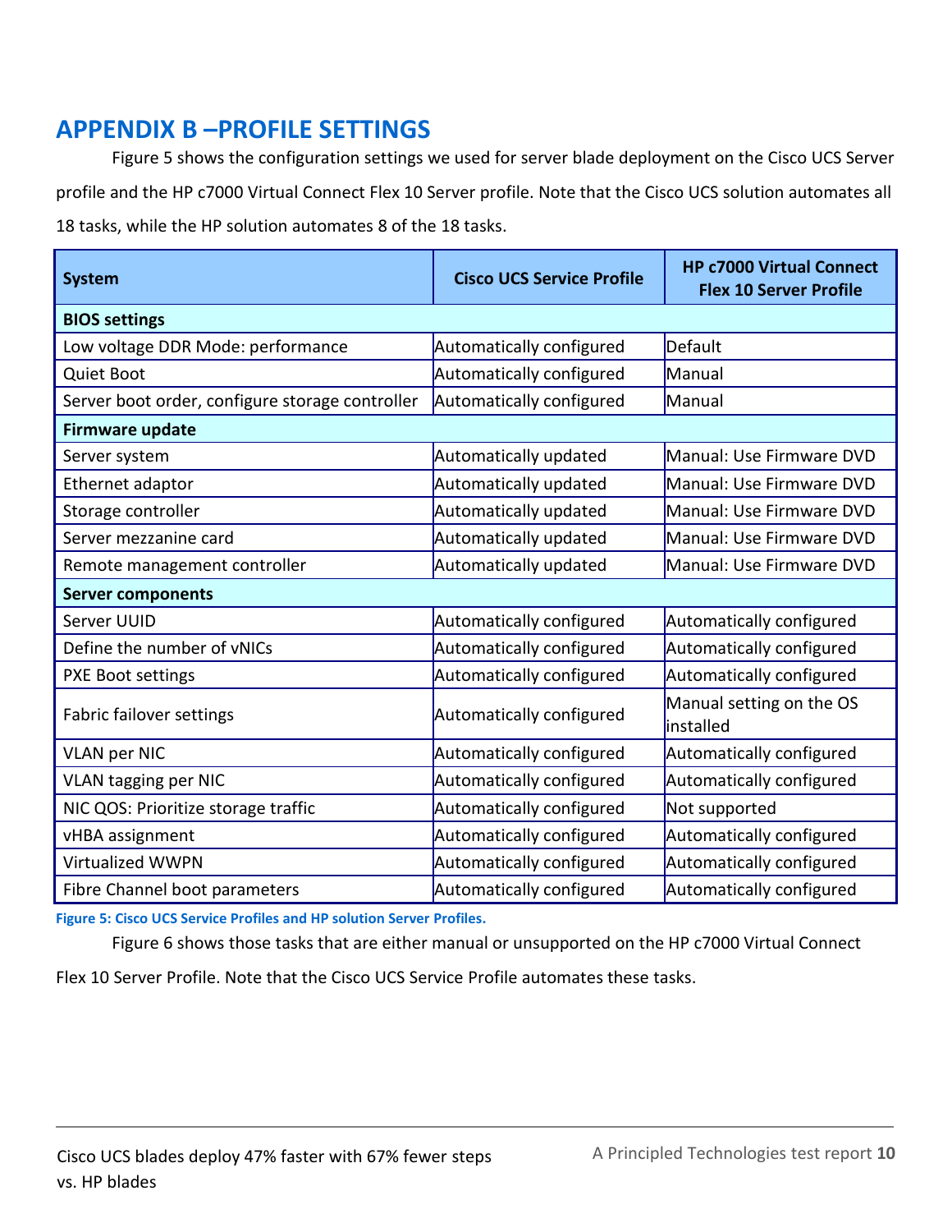## APPENDIX B –PROFILE SETTINGS

Figure 5 shows the configuration settings we used for server blade deployment on the Cisco UCS Server profile and the HP c7000 Virtual Connect Flex 10 Server profile. Note that the Cisco UCS solution automates all 18 tasks, while the HP solution automates 8 of the 18 tasks.

| System | Cisco UCS Service Profile | HP c7000 Virtual Connect Flex 10 Server Profile |
|---|---|---|
| **BIOS settings** | | |
| Low voltage DDR Mode: performance | Automatically configured | Default |
| Quiet Boot | Automatically configured | Manual |
| Server boot order, configure storage controller | Automatically configured | Manual |
| **Firmware update** | | |
| Server system | Automatically updated | Manual: Use Firmware DVD |
| Ethernet adaptor | Automatically updated | Manual: Use Firmware DVD |
| Storage controller | Automatically updated | Manual: Use Firmware DVD |
| Server mezzanine card | Automatically updated | Manual: Use Firmware DVD |
| Remote management controller | Automatically updated | Manual: Use Firmware DVD |
| **Server components** | | |
| Server UUID | Automatically configured | Automatically configured |
| Define the number of vNICs | Automatically configured | Automatically configured |
| PXE Boot settings | Automatically configured | Automatically configured |
| Fabric failover settings | Automatically configured | Manual setting on the OS installed |
| VLAN per NIC | Automatically configured | Automatically configured |
| VLAN tagging per NIC | Automatically configured | Automatically configured |
| NIC QOS: Prioritize storage traffic | Automatically configured | Not supported |
| vHBA assignment | Automatically configured | Automatically configured |
| Virtualized WWPN | Automatically configured | Automatically configured |
| Fibre Channel boot parameters | Automatically configured | Automatically configured |

**Figure 5: Cisco UCS Service Profiles and HP solution Server Profiles.**

Figure 6 shows those tasks that are either manual or unsupported on the HP c7000 Virtual Connect Flex 10 Server Profile. Note that the Cisco UCS Service Profile automates these tasks.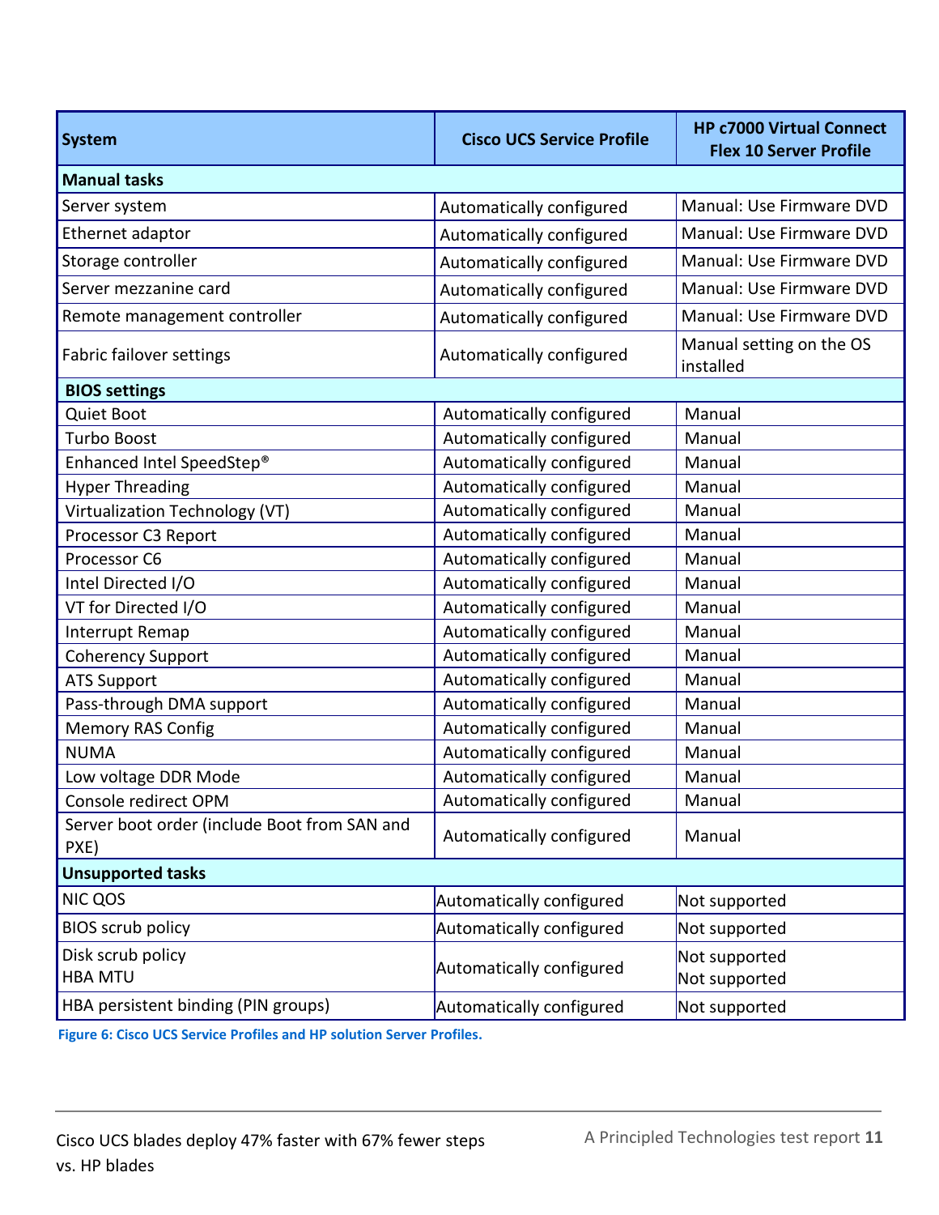| System | Cisco UCS Service Profile | HP c7000 Virtual Connect Flex 10 Server Profile |
|---|---|---|
| **Manual tasks** | | |
| Server system | Automatically configured | Manual: Use Firmware DVD |
| Ethernet adaptor | Automatically configured | Manual: Use Firmware DVD |
| Storage controller | Automatically configured | Manual: Use Firmware DVD |
| Server mezzanine card | Automatically configured | Manual: Use Firmware DVD |
| Remote management controller | Automatically configured | Manual: Use Firmware DVD |
| Fabric failover settings | Automatically configured | Manual setting on the OS installed |
| **BIOS settings** | | |
| Quiet Boot | Automatically configured | Manual |
| Turbo Boost | Automatically configured | Manual |
| Enhanced Intel SpeedStep® | Automatically configured | Manual |
| Hyper Threading | Automatically configured | Manual |
| Virtualization Technology (VT) | Automatically configured | Manual |
| Processor C3 Report | Automatically configured | Manual |
| Processor C6 | Automatically configured | Manual |
| Intel Directed I/O | Automatically configured | Manual |
| VT for Directed I/O | Automatically configured | Manual |
| Interrupt Remap | Automatically configured | Manual |
| Coherency Support | Automatically configured | Manual |
| ATS Support | Automatically configured | Manual |
| Pass-through DMA support | Automatically configured | Manual |
| Memory RAS Config | Automatically configured | Manual |
| NUMA | Automatically configured | Manual |
| Low voltage DDR Mode | Automatically configured | Manual |
| Console redirect OPM | Automatically configured | Manual |
| Server boot order (include Boot from SAN and PXE) | Automatically configured | Manual |
| **Unsupported tasks** | | |
| NIC QOS | Automatically configured | Not supported |
| BIOS scrub policy | Automatically configured | Not supported |
| Disk scrub policy<br>HBA MTU | Automatically configured | Not supported<br>Not supported |
| HBA persistent binding (PIN groups) | Automatically configured | Not supported |

**Figure 6: Cisco UCS Service Profiles and HP solution Server Profiles.**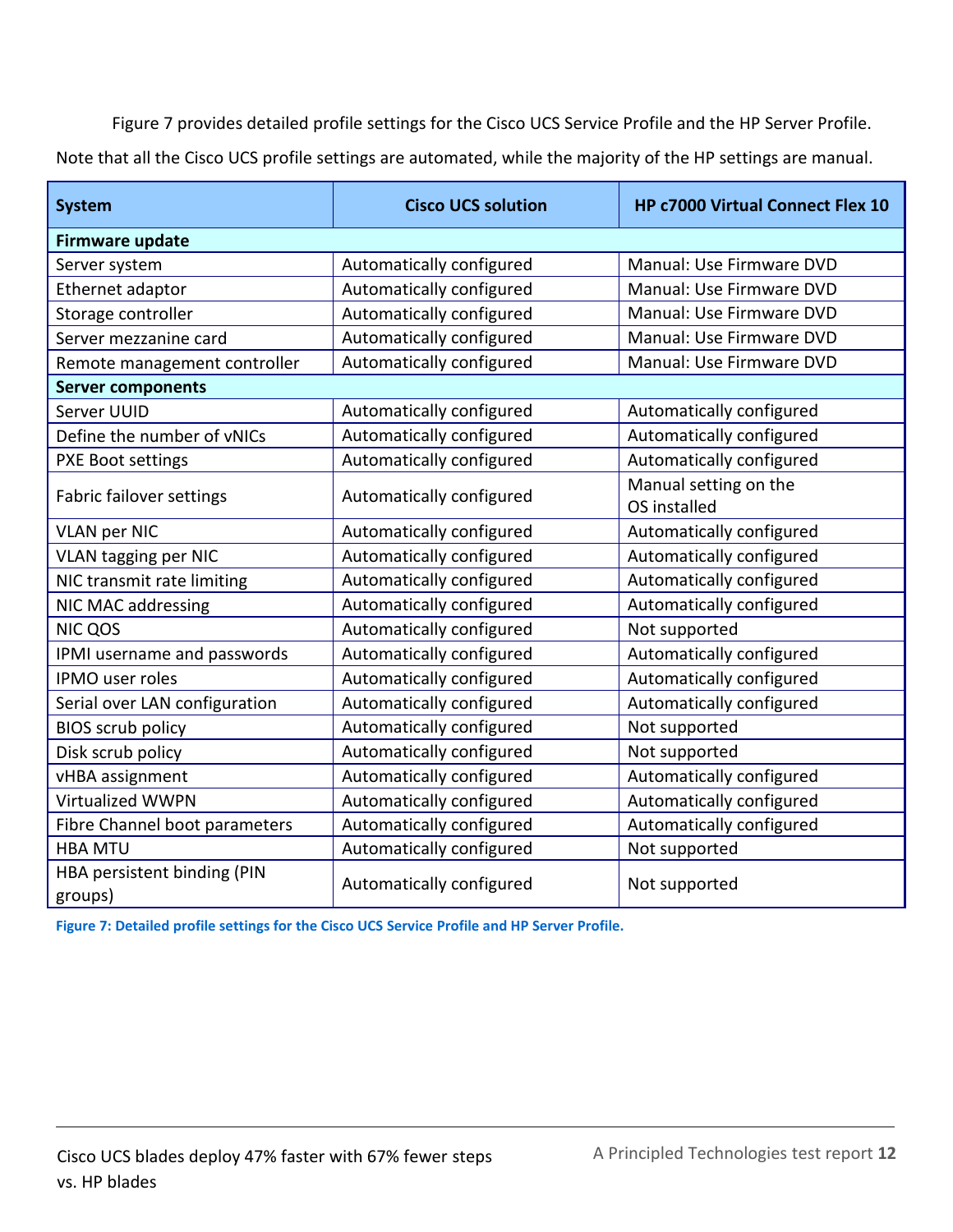Figure 7 provides detailed profile settings for the Cisco UCS Service Profile and the HP Server Profile. Note that all the Cisco UCS profile settings are automated, while the majority of the HP settings are manual.

| System | Cisco UCS solution | HP c7000 Virtual Connect Flex 10 |
|---|---|---|
| **Firmware update** | | |
| Server system | Automatically configured | Manual: Use Firmware DVD |
| Ethernet adaptor | Automatically configured | Manual: Use Firmware DVD |
| Storage controller | Automatically configured | Manual: Use Firmware DVD |
| Server mezzanine card | Automatically configured | Manual: Use Firmware DVD |
| Remote management controller | Automatically configured | Manual: Use Firmware DVD |
| **Server components** | | |
| Server UUID | Automatically configured | Automatically configured |
| Define the number of vNICs | Automatically configured | Automatically configured |
| PXE Boot settings | Automatically configured | Automatically configured |
| Fabric failover settings | Automatically configured | Manual setting on the OS installed |
| VLAN per NIC | Automatically configured | Automatically configured |
| VLAN tagging per NIC | Automatically configured | Automatically configured |
| NIC transmit rate limiting | Automatically configured | Automatically configured |
| NIC MAC addressing | Automatically configured | Automatically configured |
| NIC QOS | Automatically configured | Not supported |
| IPMI username and passwords | Automatically configured | Automatically configured |
| IPMO user roles | Automatically configured | Automatically configured |
| Serial over LAN configuration | Automatically configured | Automatically configured |
| BIOS scrub policy | Automatically configured | Not supported |
| Disk scrub policy | Automatically configured | Not supported |
| vHBA assignment | Automatically configured | Automatically configured |
| Virtualized WWPN | Automatically configured | Automatically configured |
| Fibre Channel boot parameters | Automatically configured | Automatically configured |
| HBA MTU | Automatically configured | Not supported |
| HBA persistent binding (PIN groups) | Automatically configured | Not supported |

**Figure 7: Detailed profile settings for the Cisco UCS Service Profile and HP Server Profile.**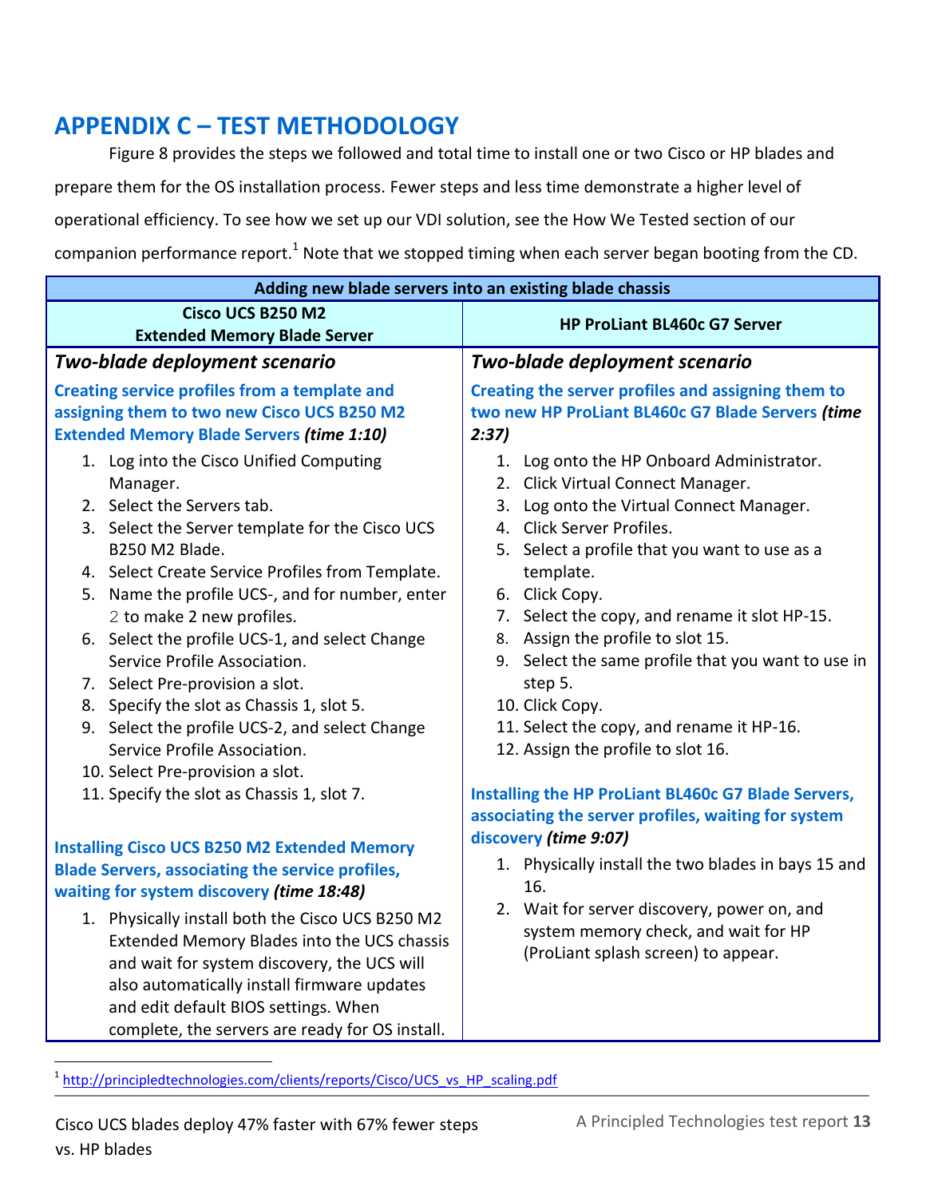# APPENDIX C – TEST METHODOLOGY

Figure 8 provides the steps we followed and total time to install one or two Cisco or HP blades and prepare them for the OS installation process. Fewer steps and less time demonstrate a higher level of operational efficiency. To see how we set up our VDI solution, see the How We Tested section of our companion performance report.[1] Note that we stopped timing when each server began booting from the CD.

| Adding new blade servers into an existing blade chassis | |
|---|---|
| **Cisco UCS B250 M2 Extended Memory Blade Server** | **HP ProLiant BL460c G7 Server** |
| ***Two-blade deployment scenario*** | ***Two-blade deployment scenario*** |
| **Creating service profiles from a template and assigning them to two new Cisco UCS B250 M2 Extended Memory Blade Servers *(time 1:10)*** | **Creating the server profiles and assigning them to two new HP ProLiant BL460c G7 Blade Servers *(time 2:37)*** |
| 1. Log into the Cisco Unified Computing Manager.<br>2. Select the Servers tab.<br>3. Select the Server template for the Cisco UCS B250 M2 Blade.<br>4. Select Create Service Profiles from Template.<br>5. Name the profile UCS-, and for number, enter 2 to make 2 new profiles.<br>6. Select the profile UCS-1, and select Change Service Profile Association.<br>7. Select Pre-provision a slot.<br>8. Specify the slot as Chassis 1, slot 5.<br>9. Select the profile UCS-2, and select Change Service Profile Association.<br>10. Select Pre-provision a slot.<br>11. Specify the slot as Chassis 1, slot 7. | 1. Log onto the HP Onboard Administrator.<br>2. Click Virtual Connect Manager.<br>3. Log onto the Virtual Connect Manager.<br>4. Click Server Profiles.<br>5. Select a profile that you want to use as a template.<br>6. Click Copy.<br>7. Select the copy, and rename it slot HP-15.<br>8. Assign the profile to slot 15.<br>9. Select the same profile that you want to use in step 5.<br>10. Click Copy.<br>11. Select the copy, and rename it HP-16.<br>12. Assign the profile to slot 16. |
| **Installing Cisco UCS B250 M2 Extended Memory Blade Servers, associating the service profiles, waiting for system discovery *(time 18:48)*** | **Installing the HP ProLiant BL460c G7 Blade Servers, associating the server profiles, waiting for system discovery *(time 9:07)*** |
| 1. Physically install both the Cisco UCS B250 M2 Extended Memory Blades into the UCS chassis and wait for system discovery, the UCS will also automatically install firmware updates and edit default BIOS settings. When complete, the servers are ready for OS install. | 1. Physically install the two blades in bays 15 and 16.<br>2. Wait for server discovery, power on, and system memory check, and wait for HP (ProLiant splash screen) to appear. |

[1] http://principledtechnologies.com/clients/reports/Cisco/UCS_vs_HP_scaling.pdf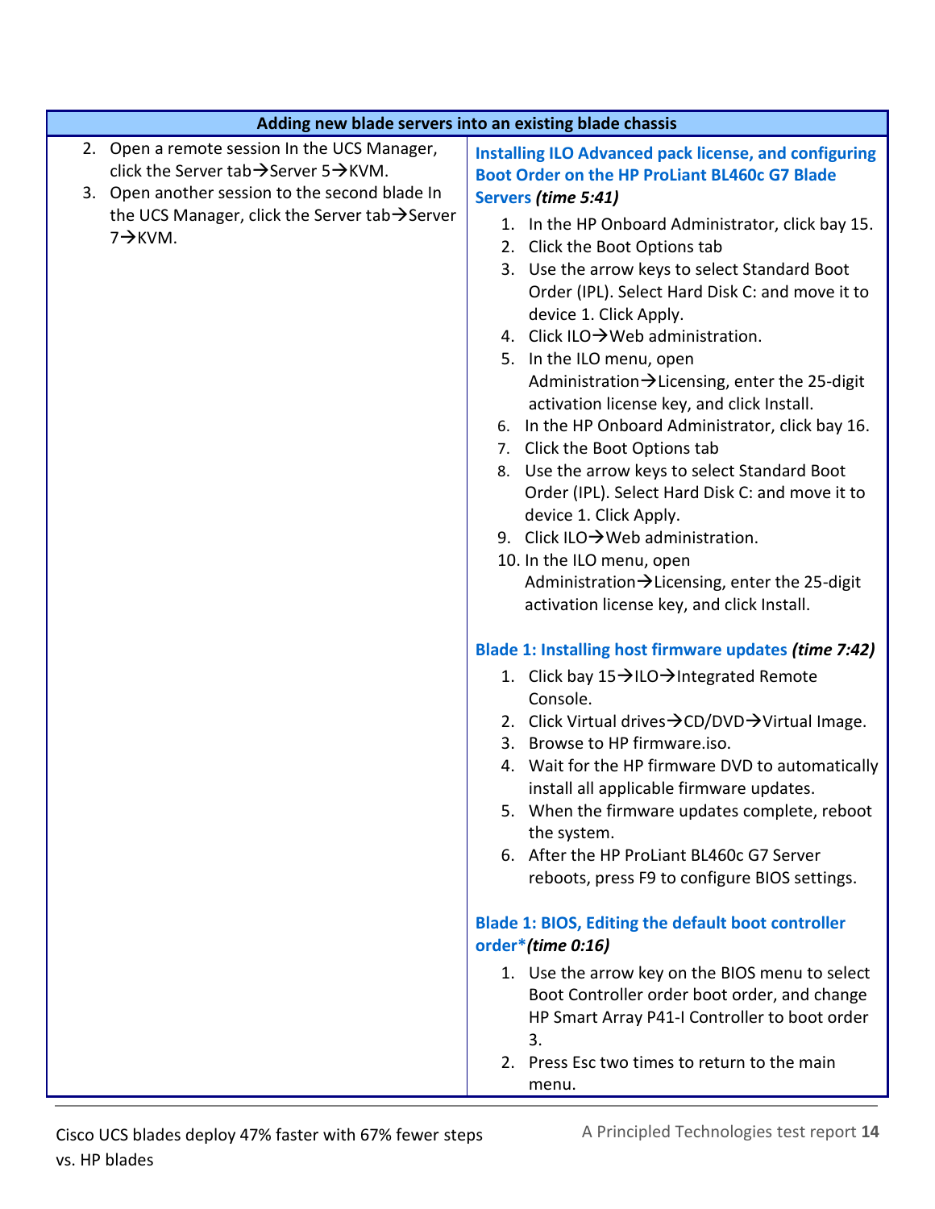| Adding new blade servers into an existing blade chassis | |
|---|---|
| 2. Open a remote session In the UCS Manager, click the Server tab→Server 5→KVM.<br>3. Open another session to the second blade In the UCS Manager, click the Server tab→Server 7→KVM. | **Installing ILO Advanced pack license, and configuring Boot Order on the HP ProLiant BL460c G7 Blade Servers** ***(time 5:41)***<br>1. In the HP Onboard Administrator, click bay 15.<br>2. Click the Boot Options tab<br>3. Use the arrow keys to select Standard Boot Order (IPL). Select Hard Disk C: and move it to device 1. Click Apply.<br>4. Click ILO→Web administration.<br>5. In the ILO menu, open Administration→Licensing, enter the 25-digit activation license key, and click Install.<br>6. In the HP Onboard Administrator, click bay 16.<br>7. Click the Boot Options tab<br>8. Use the arrow keys to select Standard Boot Order (IPL). Select Hard Disk C: and move it to device 1. Click Apply.<br>9. Click ILO→Web administration.<br>10. In the ILO menu, open Administration→Licensing, enter the 25-digit activation license key, and click Install.<br><br>**Blade 1: Installing host firmware updates** ***(time 7:42)***<br>1. Click bay 15→ILO→Integrated Remote Console.<br>2. Click Virtual drives→CD/DVD→Virtual Image.<br>3. Browse to HP firmware.iso.<br>4. Wait for the HP firmware DVD to automatically install all applicable firmware updates.<br>5. When the firmware updates complete, reboot the system.<br>6. After the HP ProLiant BL460c G7 Server reboots, press F9 to configure BIOS settings.<br><br>**Blade 1: BIOS, Editing the default boot controller order*** ***(time 0:16)***<br>1. Use the arrow key on the BIOS menu to select Boot Controller order boot order, and change HP Smart Array P41-I Controller to boot order 3.<br>2. Press Esc two times to return to the main menu. |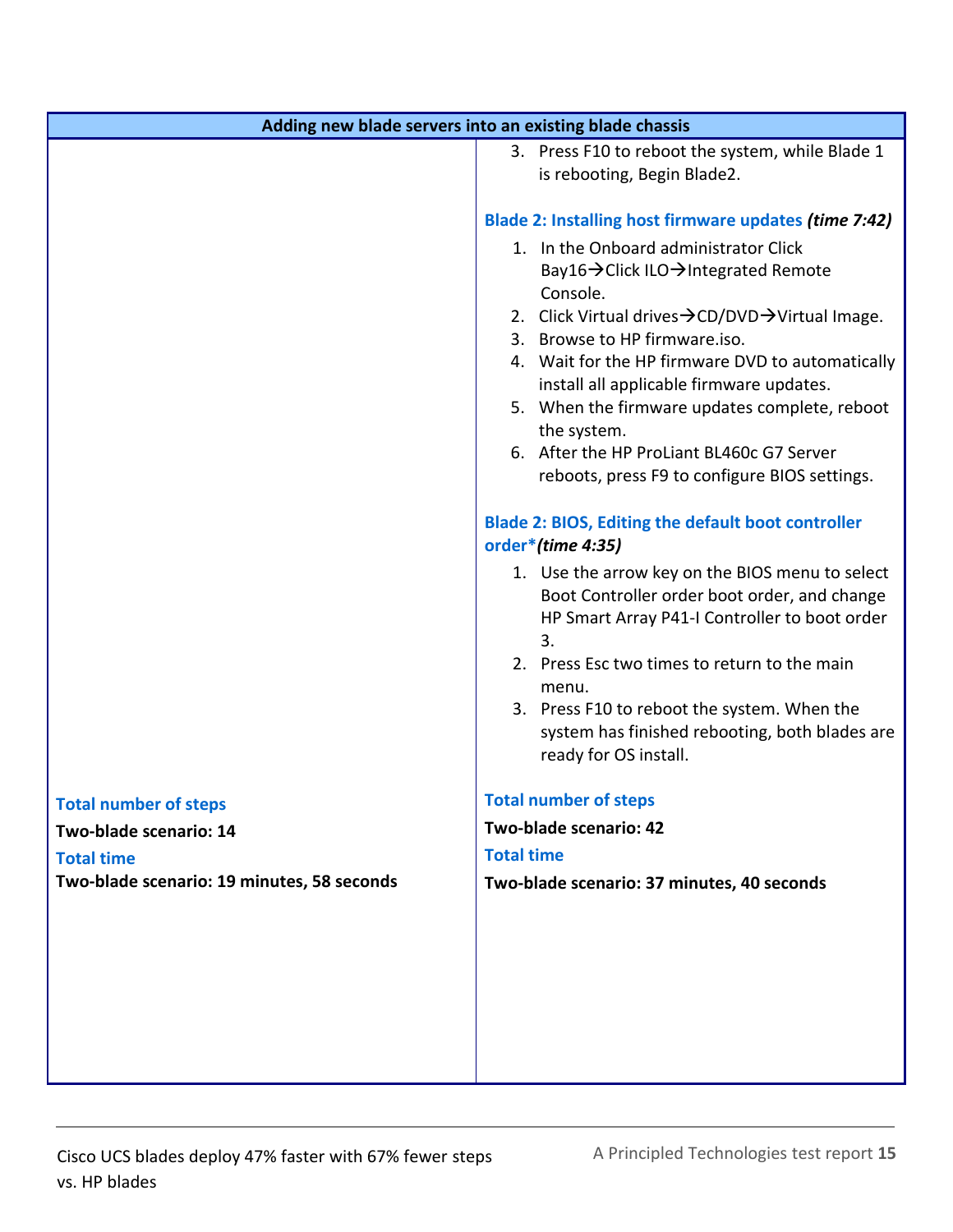| Adding new blade servers into an existing blade chassis | |
|---|---|
| | 3. Press F10 to reboot the system, while Blade 1 is rebooting, Begin Blade2.<br><br>**Blade 2: Installing host firmware updates *(time 7:42)***<br>1. In the Onboard administrator Click Bay16→Click ILO→Integrated Remote Console.<br>2. Click Virtual drives→CD/DVD→Virtual Image.<br>3. Browse to HP firmware.iso.<br>4. Wait for the HP firmware DVD to automatically install all applicable firmware updates.<br>5. When the firmware updates complete, reboot the system.<br>6. After the HP ProLiant BL460c G7 Server reboots, press F9 to configure BIOS settings.<br><br>**Blade 2: BIOS, Editing the default boot controller order\**(time 4:35)***<br>1. Use the arrow key on the BIOS menu to select Boot Controller order boot order, and change HP Smart Array P41-I Controller to boot order 3.<br>2. Press Esc two times to return to the main menu.<br>3. Press F10 to reboot the system. When the system has finished rebooting, both blades are ready for OS install. |
| **Total number of steps**<br>**Two-blade scenario: 14**<br>**Total time**<br>**Two-blade scenario: 19 minutes, 58 seconds** | **Total number of steps**<br>**Two-blade scenario: 42**<br>**Total time**<br>**Two-blade scenario: 37 minutes, 40 seconds** |

Cisco UCS blades deploy 47% faster with 67% fewer steps vs. HP blades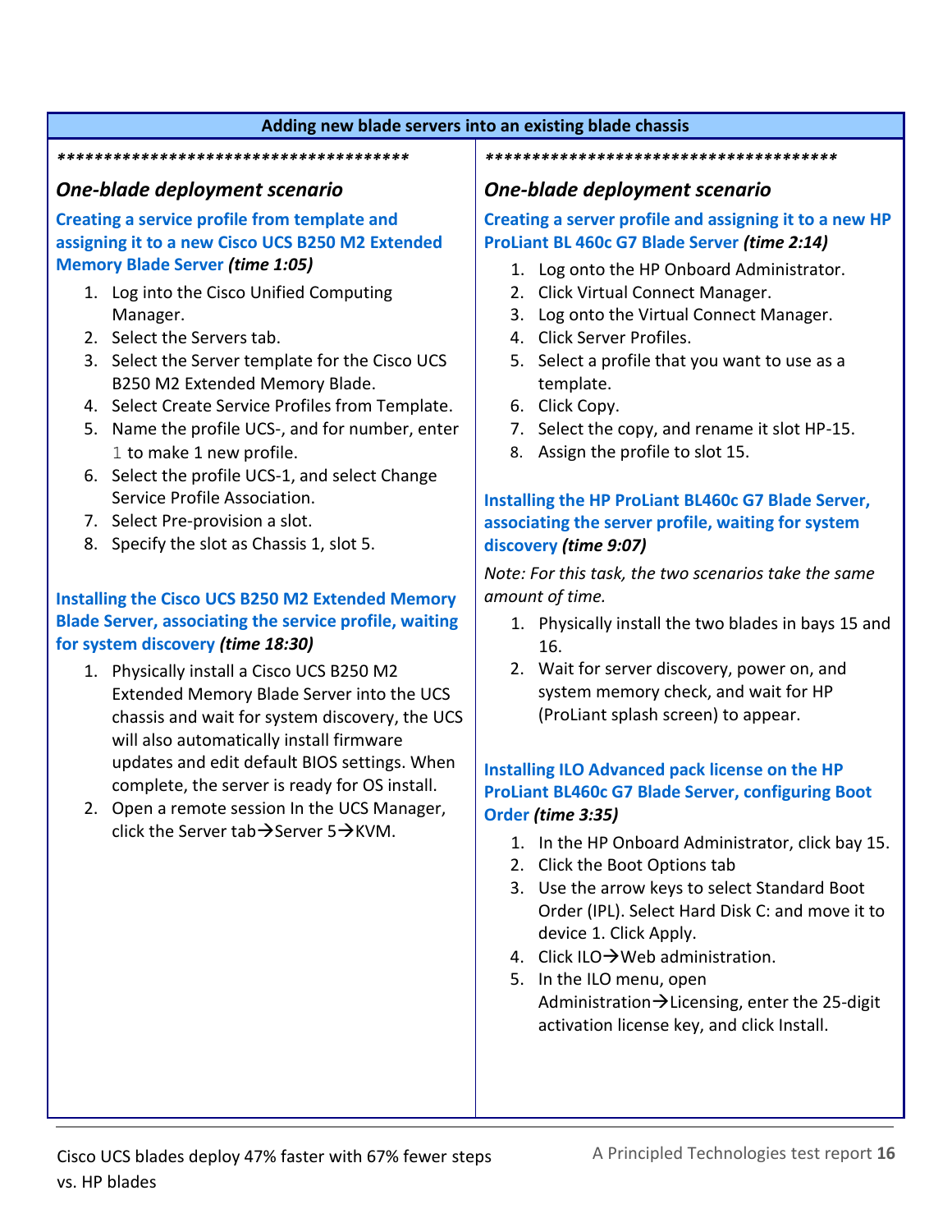**Adding new blade servers into an existing blade chassis**

*************************************

### *One-blade deployment scenario*

**Creating a service profile from template and assigning it to a new Cisco UCS B250 M2 Extended Memory Blade Server** ***(time 1:05)***

1. Log into the Cisco Unified Computing Manager.
2. Select the Servers tab.
3. Select the Server template for the Cisco UCS B250 M2 Extended Memory Blade.
4. Select Create Service Profiles from Template.
5. Name the profile UCS-, and for number, enter `1` to make 1 new profile.
6. Select the profile UCS-1, and select Change Service Profile Association.
7. Select Pre-provision a slot.
8. Specify the slot as Chassis 1, slot 5.

**Installing the Cisco UCS B250 M2 Extended Memory Blade Server, associating the service profile, waiting for system discovery** ***(time 18:30)***

1. Physically install a Cisco UCS B250 M2 Extended Memory Blade Server into the UCS chassis and wait for system discovery, the UCS will also automatically install firmware updates and edit default BIOS settings. When complete, the server is ready for OS install.
2. Open a remote session In the UCS Manager, click the Server tab→Server 5→KVM.

*************************************

### *One-blade deployment scenario*

**Creating a server profile and assigning it to a new HP ProLiant BL 460c G7 Blade Server** ***(time 2:14)***

1. Log onto the HP Onboard Administrator.
2. Click Virtual Connect Manager.
3. Log onto the Virtual Connect Manager.
4. Click Server Profiles.
5. Select a profile that you want to use as a template.
6. Click Copy.
7. Select the copy, and rename it slot HP-15.
8. Assign the profile to slot 15.

**Installing the HP ProLiant BL460c G7 Blade Server, associating the server profile, waiting for system discovery** ***(time 9:07)***

*Note: For this task, the two scenarios take the same amount of time.*

1. Physically install the two blades in bays 15 and 16.
2. Wait for server discovery, power on, and system memory check, and wait for HP (ProLiant splash screen) to appear.

**Installing ILO Advanced pack license on the HP ProLiant BL460c G7 Blade Server, configuring Boot Order** ***(time 3:35)***

1. In the HP Onboard Administrator, click bay 15.
2. Click the Boot Options tab
3. Use the arrow keys to select Standard Boot Order (IPL). Select Hard Disk C: and move it to device 1. Click Apply.
4. Click ILO→Web administration.
5. In the ILO menu, open Administration→Licensing, enter the 25-digit activation license key, and click Install.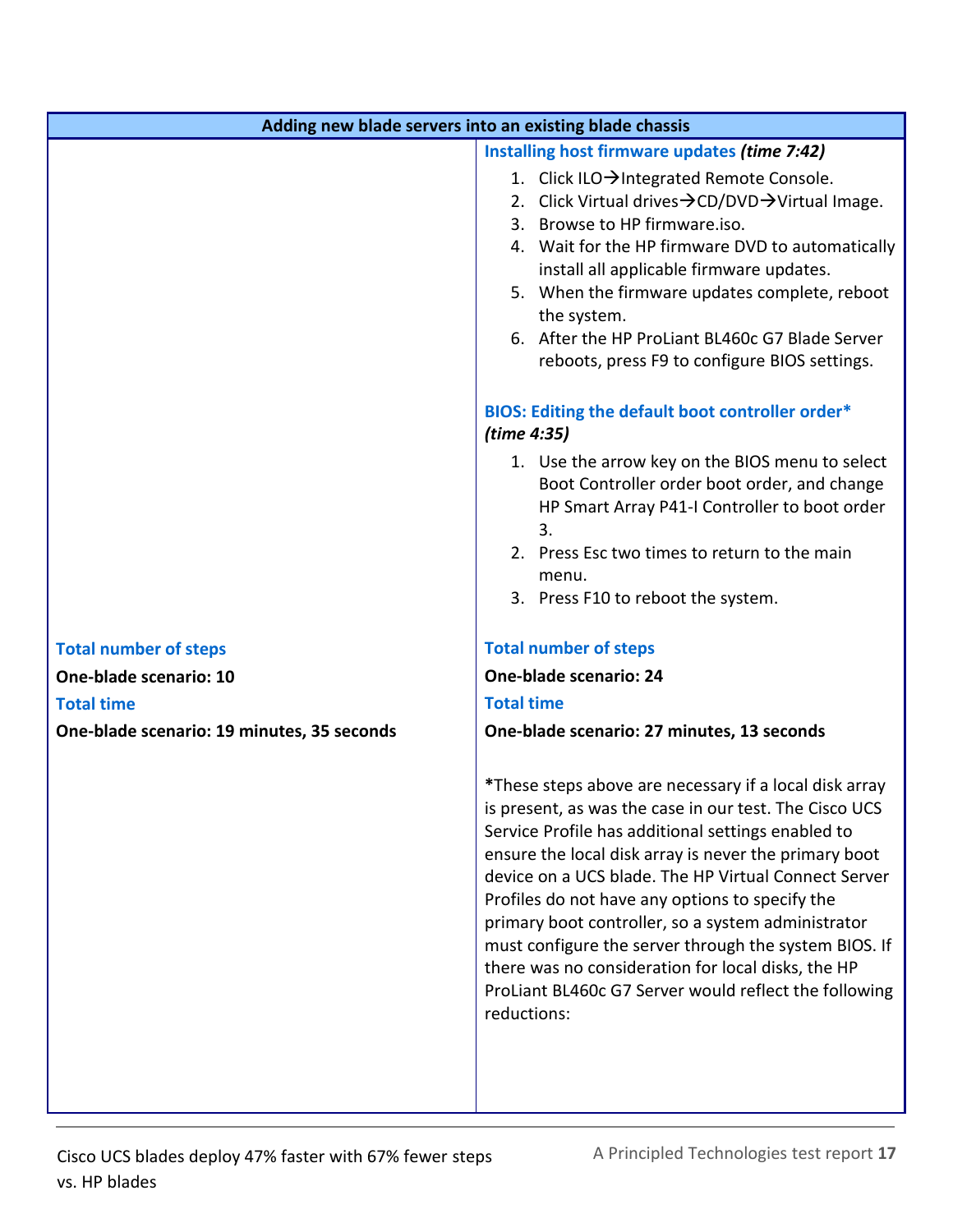| Adding new blade servers into an existing blade chassis | |
| --- | --- |
| | **Installing host firmware updates** ***(time 7:42)***<br>1. Click ILO→Integrated Remote Console.<br>2. Click Virtual drives→CD/DVD→Virtual Image.<br>3. Browse to HP firmware.iso.<br>4. Wait for the HP firmware DVD to automatically install all applicable firmware updates.<br>5. When the firmware updates complete, reboot the system.<br>6. After the HP ProLiant BL460c G7 Blade Server reboots, press F9 to configure BIOS settings.<br><br>**BIOS: Editing the default boot controller order*** ***(time 4:35)***<br>1. Use the arrow key on the BIOS menu to select Boot Controller order boot order, and change HP Smart Array P41-I Controller to boot order 3.<br>2. Press Esc two times to return to the main menu.<br>3. Press F10 to reboot the system. |
| **Total number of steps**<br>**One-blade scenario: 10**<br>**Total time**<br>**One-blade scenario: 19 minutes, 35 seconds** | **Total number of steps**<br>**One-blade scenario: 24**<br>**Total time**<br>**One-blade scenario: 27 minutes, 13 seconds**<br><br>***These steps above are necessary if a local disk array is present, as was the case in our test. The Cisco UCS Service Profile has additional settings enabled to ensure the local disk array is never the primary boot device on a UCS blade. The HP Virtual Connect Server Profiles do not have any options to specify the primary boot controller, so a system administrator must configure the server through the system BIOS. If there was no consideration for local disks, the HP ProLiant BL460c G7 Server would reflect the following reductions:** |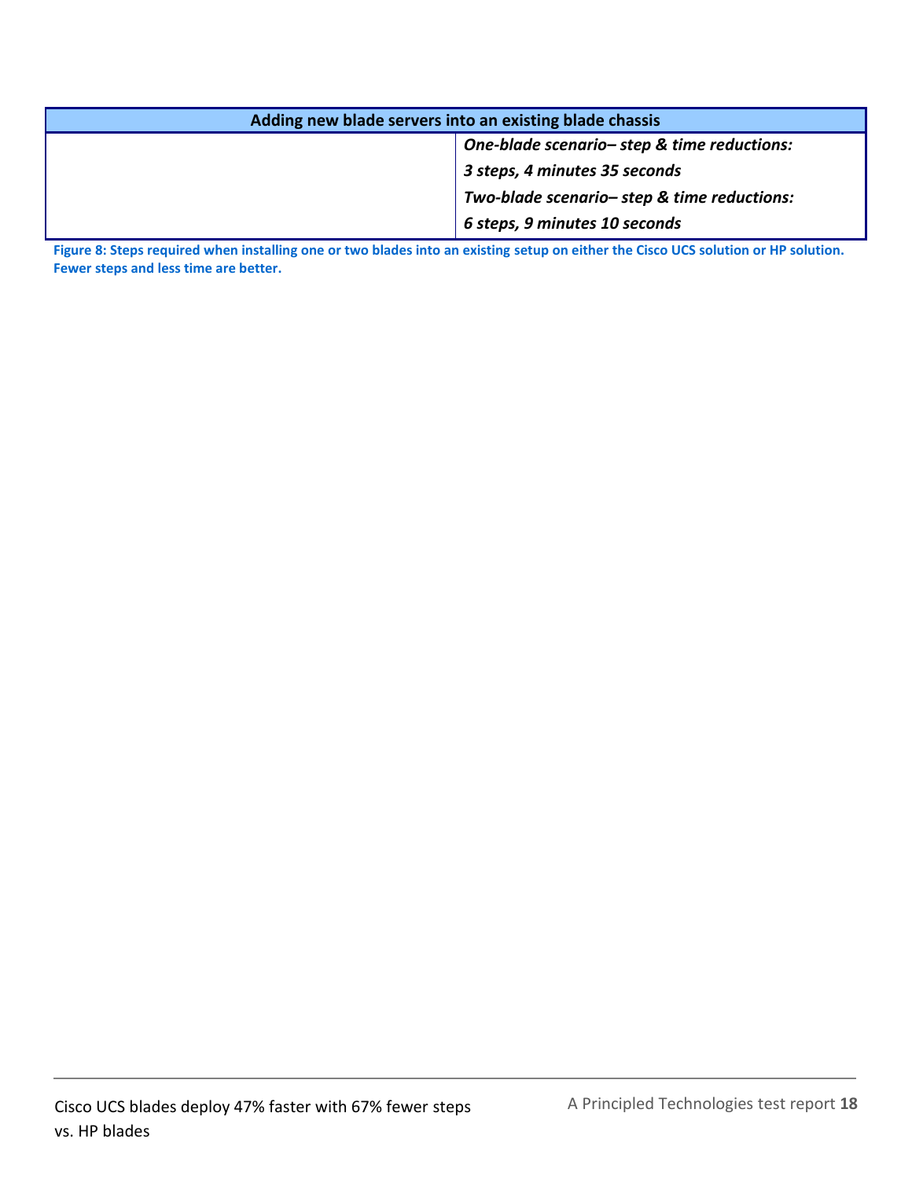| Adding new blade servers into an existing blade chassis | |
| --- | --- |
| | ***One-blade scenario– step & time reductions:***<br>***3 steps, 4 minutes 35 seconds***<br>***Two-blade scenario– step & time reductions:***<br>***6 steps, 9 minutes 10 seconds*** |

**Figure 8: Steps required when installing one or two blades into an existing setup on either the Cisco UCS solution or HP solution. Fewer steps and less time are better.**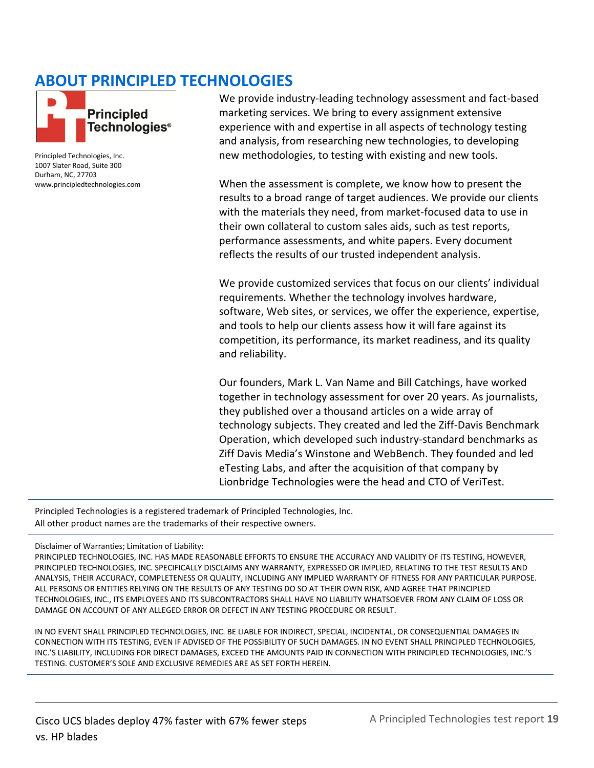## ABOUT PRINCIPLED TECHNOLOGIES

Principled Technologies, Inc.
1007 Slater Road, Suite 300
Durham, NC, 27703
www.principledtechnologies.com

We provide industry-leading technology assessment and fact-based marketing services. We bring to every assignment extensive experience with and expertise in all aspects of technology testing and analysis, from researching new technologies, to developing new methodologies, to testing with existing and new tools.

When the assessment is complete, we know how to present the results to a broad range of target audiences. We provide our clients with the materials they need, from market-focused data to use in their own collateral to custom sales aids, such as test reports, performance assessments, and white papers. Every document reflects the results of our trusted independent analysis.

We provide customized services that focus on our clients' individual requirements. Whether the technology involves hardware, software, Web sites, or services, we offer the experience, expertise, and tools to help our clients assess how it will fare against its competition, its performance, its market readiness, and its quality and reliability.

Our founders, Mark L. Van Name and Bill Catchings, have worked together in technology assessment for over 20 years. As journalists, they published over a thousand articles on a wide array of technology subjects. They created and led the Ziff-Davis Benchmark Operation, which developed such industry-standard benchmarks as Ziff Davis Media's Winstone and WebBench. They founded and led eTesting Labs, and after the acquisition of that company by Lionbridge Technologies were the head and CTO of VeriTest.

Principled Technologies is a registered trademark of Principled Technologies, Inc.
All other product names are the trademarks of their respective owners.

Disclaimer of Warranties; Limitation of Liability:
PRINCIPLED TECHNOLOGIES, INC. HAS MADE REASONABLE EFFORTS TO ENSURE THE ACCURACY AND VALIDITY OF ITS TESTING, HOWEVER, PRINCIPLED TECHNOLOGIES, INC. SPECIFICALLY DISCLAIMS ANY WARRANTY, EXPRESSED OR IMPLIED, RELATING TO THE TEST RESULTS AND ANALYSIS, THEIR ACCURACY, COMPLETENESS OR QUALITY, INCLUDING ANY IMPLIED WARRANTY OF FITNESS FOR ANY PARTICULAR PURPOSE. ALL PERSONS OR ENTITIES RELYING ON THE RESULTS OF ANY TESTING DO SO AT THEIR OWN RISK, AND AGREE THAT PRINCIPLED TECHNOLOGIES, INC., ITS EMPLOYEES AND ITS SUBCONTRACTORS SHALL HAVE NO LIABILITY WHATSOEVER FROM ANY CLAIM OF LOSS OR DAMAGE ON ACCOUNT OF ANY ALLEGED ERROR OR DEFECT IN ANY TESTING PROCEDURE OR RESULT.

IN NO EVENT SHALL PRINCIPLED TECHNOLOGIES, INC. BE LIABLE FOR INDIRECT, SPECIAL, INCIDENTAL, OR CONSEQUENTIAL DAMAGES IN CONNECTION WITH ITS TESTING, EVEN IF ADVISED OF THE POSSIBILITY OF SUCH DAMAGES. IN NO EVENT SHALL PRINCIPLED TECHNOLOGIES, INC.'S LIABILITY, INCLUDING FOR DIRECT DAMAGES, EXCEED THE AMOUNTS PAID IN CONNECTION WITH PRINCIPLED TECHNOLOGIES, INC.'S TESTING. CUSTOMER'S SOLE AND EXCLUSIVE REMEDIES ARE AS SET FORTH HEREIN.